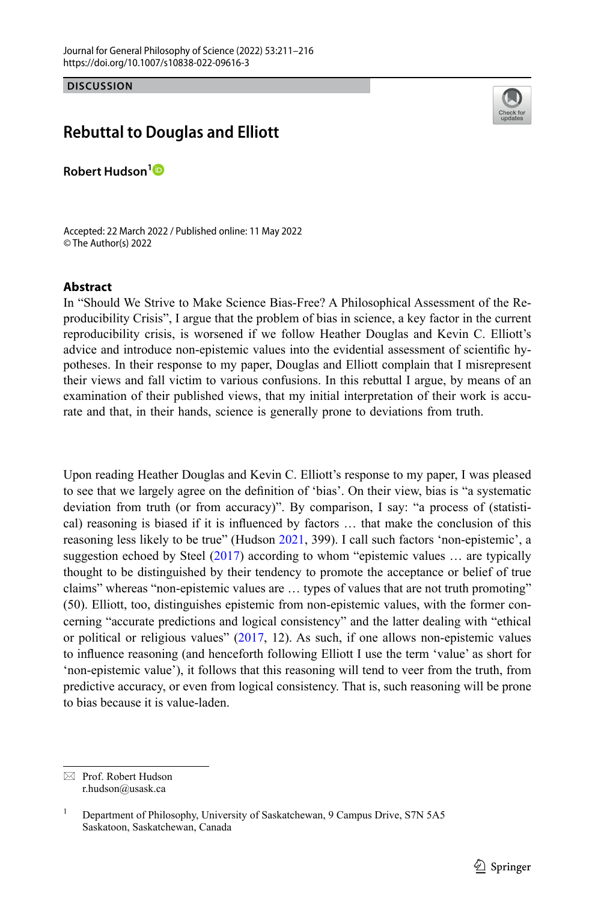DISCUSSION

# Rebuttal to Douglas and Elliott

**Robert Hudson**[1]

Accepted: 22 March 2022 / Published online: 11 May 2022
© The Author(s) 2022

## Abstract

In "Should We Strive to Make Science Bias-Free? A Philosophical Assessment of the Reproducibility Crisis", I argue that the problem of bias in science, a key factor in the current reproducibility crisis, is worsened if we follow Heather Douglas and Kevin C. Elliott's advice and introduce non-epistemic values into the evidential assessment of scientific hypotheses. In their response to my paper, Douglas and Elliott complain that I misrepresent their views and fall victim to various confusions. In this rebuttal I argue, by means of an examination of their published views, that my initial interpretation of their work is accurate and that, in their hands, science is generally prone to deviations from truth.

Upon reading Heather Douglas and Kevin C. Elliott's response to my paper, I was pleased to see that we largely agree on the definition of 'bias'. On their view, bias is "a systematic deviation from truth (or from accuracy)". By comparison, I say: "a process of (statistical) reasoning is biased if it is influenced by factors … that make the conclusion of this reasoning less likely to be true" (Hudson 2021, 399). I call such factors 'non-epistemic', a suggestion echoed by Steel (2017) according to whom "epistemic values … are typically thought to be distinguished by their tendency to promote the acceptance or belief of true claims" whereas "non-epistemic values are … types of values that are not truth promoting" (50). Elliott, too, distinguishes epistemic from non-epistemic values, with the former concerning "accurate predictions and logical consistency" and the latter dealing with "ethical or political or religious values" (2017, 12). As such, if one allows non-epistemic values to influence reasoning (and henceforth following Elliott I use the term 'value' as short for 'non-epistemic value'), it follows that this reasoning will tend to veer from the truth, from predictive accuracy, or even from logical consistency. That is, such reasoning will be prone to bias because it is value-laden.

---

✉ Prof. Robert Hudson
r.hudson@usask.ca

[1] Department of Philosophy, University of Saskatchewan, 9 Campus Drive, S7N 5A5 Saskatoon, Saskatchewan, Canada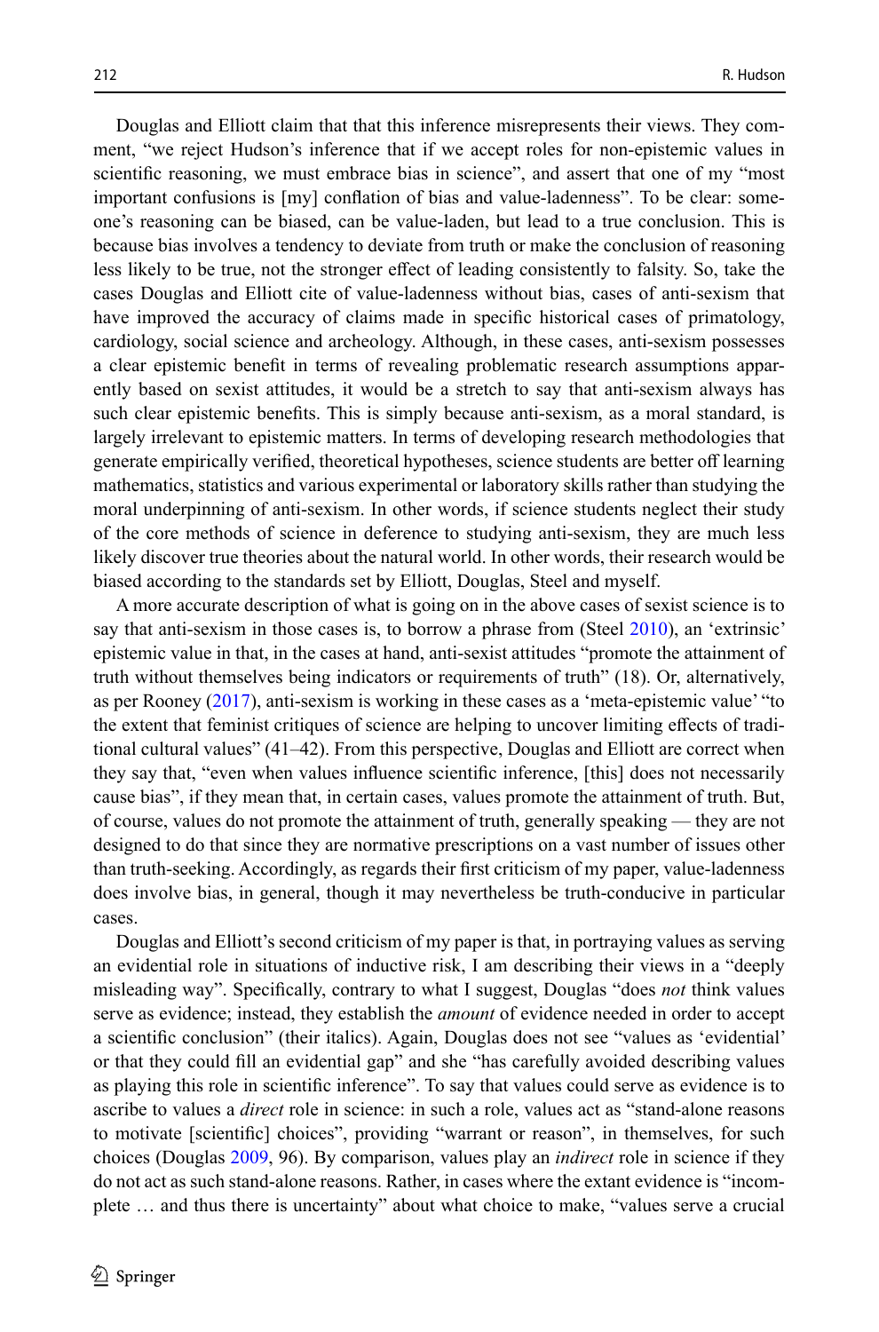Douglas and Elliott claim that that this inference misrepresents their views. They comment, "we reject Hudson's inference that if we accept roles for non-epistemic values in scientific reasoning, we must embrace bias in science", and assert that one of my "most important confusions is [my] conflation of bias and value-ladenness". To be clear: someone's reasoning can be biased, can be value-laden, but lead to a true conclusion. This is because bias involves a tendency to deviate from truth or make the conclusion of reasoning less likely to be true, not the stronger effect of leading consistently to falsity. So, take the cases Douglas and Elliott cite of value-ladenness without bias, cases of anti-sexism that have improved the accuracy of claims made in specific historical cases of primatology, cardiology, social science and archeology. Although, in these cases, anti-sexism possesses a clear epistemic benefit in terms of revealing problematic research assumptions apparently based on sexist attitudes, it would be a stretch to say that anti-sexism always has such clear epistemic benefits. This is simply because anti-sexism, as a moral standard, is largely irrelevant to epistemic matters. In terms of developing research methodologies that generate empirically verified, theoretical hypotheses, science students are better off learning mathematics, statistics and various experimental or laboratory skills rather than studying the moral underpinning of anti-sexism. In other words, if science students neglect their study of the core methods of science in deference to studying anti-sexism, they are much less likely discover true theories about the natural world. In other words, their research would be biased according to the standards set by Elliott, Douglas, Steel and myself.

A more accurate description of what is going on in the above cases of sexist science is to say that anti-sexism in those cases is, to borrow a phrase from (Steel 2010), an 'extrinsic' epistemic value in that, in the cases at hand, anti-sexist attitudes "promote the attainment of truth without themselves being indicators or requirements of truth" (18). Or, alternatively, as per Rooney (2017), anti-sexism is working in these cases as a 'meta-epistemic value' "to the extent that feminist critiques of science are helping to uncover limiting effects of traditional cultural values" (41–42). From this perspective, Douglas and Elliott are correct when they say that, "even when values influence scientific inference, [this] does not necessarily cause bias", if they mean that, in certain cases, values promote the attainment of truth. But, of course, values do not promote the attainment of truth, generally speaking — they are not designed to do that since they are normative prescriptions on a vast number of issues other than truth-seeking. Accordingly, as regards their first criticism of my paper, value-ladenness does involve bias, in general, though it may nevertheless be truth-conducive in particular cases.

Douglas and Elliott's second criticism of my paper is that, in portraying values as serving an evidential role in situations of inductive risk, I am describing their views in a "deeply misleading way". Specifically, contrary to what I suggest, Douglas "does *not* think values serve as evidence; instead, they establish the *amount* of evidence needed in order to accept a scientific conclusion" (their italics). Again, Douglas does not see "values as 'evidential' or that they could fill an evidential gap" and she "has carefully avoided describing values as playing this role in scientific inference". To say that values could serve as evidence is to ascribe to values a *direct* role in science: in such a role, values act as "stand-alone reasons to motivate [scientific] choices", providing "warrant or reason", in themselves, for such choices (Douglas 2009, 96). By comparison, values play an *indirect* role in science if they do not act as such stand-alone reasons. Rather, in cases where the extant evidence is "incomplete … and thus there is uncertainty" about what choice to make, "values serve a crucial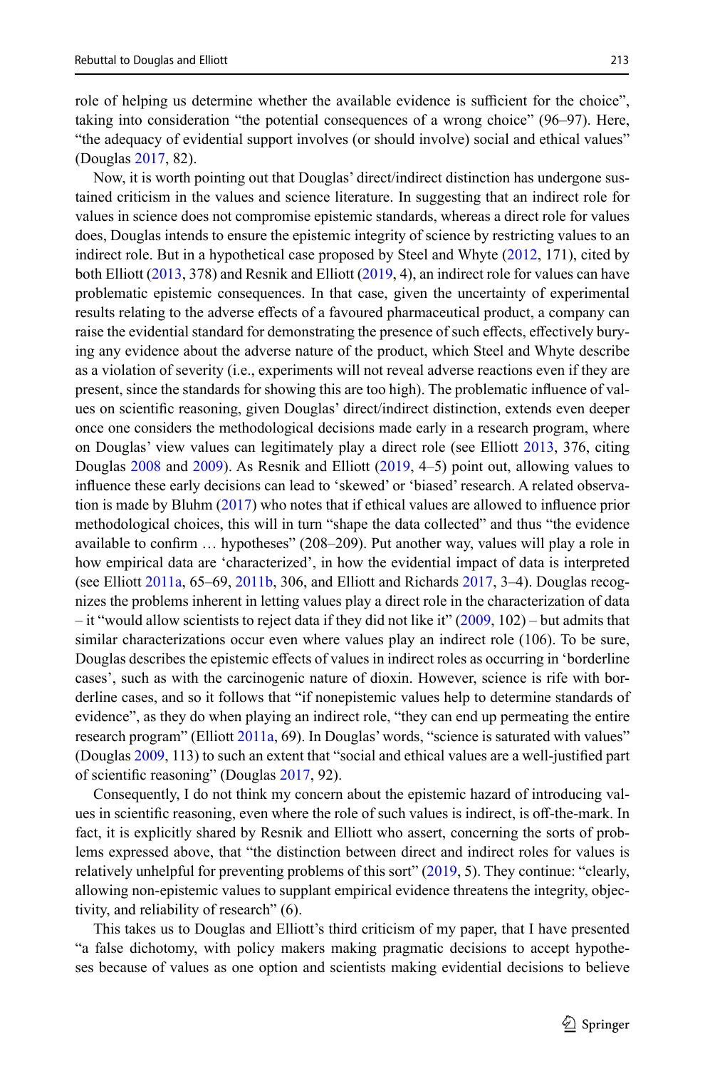role of helping us determine whether the available evidence is sufficient for the choice", taking into consideration "the potential consequences of a wrong choice" (96–97). Here, "the adequacy of evidential support involves (or should involve) social and ethical values" (Douglas 2017, 82).

Now, it is worth pointing out that Douglas' direct/indirect distinction has undergone sustained criticism in the values and science literature. In suggesting that an indirect role for values in science does not compromise epistemic standards, whereas a direct role for values does, Douglas intends to ensure the epistemic integrity of science by restricting values to an indirect role. But in a hypothetical case proposed by Steel and Whyte (2012, 171), cited by both Elliott (2013, 378) and Resnik and Elliott (2019, 4), an indirect role for values can have problematic epistemic consequences. In that case, given the uncertainty of experimental results relating to the adverse effects of a favoured pharmaceutical product, a company can raise the evidential standard for demonstrating the presence of such effects, effectively burying any evidence about the adverse nature of the product, which Steel and Whyte describe as a violation of severity (i.e., experiments will not reveal adverse reactions even if they are present, since the standards for showing this are too high). The problematic influence of values on scientific reasoning, given Douglas' direct/indirect distinction, extends even deeper once one considers the methodological decisions made early in a research program, where on Douglas' view values can legitimately play a direct role (see Elliott 2013, 376, citing Douglas 2008 and 2009). As Resnik and Elliott (2019, 4–5) point out, allowing values to influence these early decisions can lead to 'skewed' or 'biased' research. A related observation is made by Bluhm (2017) who notes that if ethical values are allowed to influence prior methodological choices, this will in turn "shape the data collected" and thus "the evidence available to confirm … hypotheses" (208–209). Put another way, values will play a role in how empirical data are 'characterized', in how the evidential impact of data is interpreted (see Elliott 2011a, 65–69, 2011b, 306, and Elliott and Richards 2017, 3–4). Douglas recognizes the problems inherent in letting values play a direct role in the characterization of data – it "would allow scientists to reject data if they did not like it" (2009, 102) – but admits that similar characterizations occur even where values play an indirect role (106). To be sure, Douglas describes the epistemic effects of values in indirect roles as occurring in 'borderline cases', such as with the carcinogenic nature of dioxin. However, science is rife with borderline cases, and so it follows that "if nonepistemic values help to determine standards of evidence", as they do when playing an indirect role, "they can end up permeating the entire research program" (Elliott 2011a, 69). In Douglas' words, "science is saturated with values" (Douglas 2009, 113) to such an extent that "social and ethical values are a well-justified part of scientific reasoning" (Douglas 2017, 92).

Consequently, I do not think my concern about the epistemic hazard of introducing values in scientific reasoning, even where the role of such values is indirect, is off-the-mark. In fact, it is explicitly shared by Resnik and Elliott who assert, concerning the sorts of problems expressed above, that "the distinction between direct and indirect roles for values is relatively unhelpful for preventing problems of this sort" (2019, 5). They continue: "clearly, allowing non-epistemic values to supplant empirical evidence threatens the integrity, objectivity, and reliability of research" (6).

This takes us to Douglas and Elliott's third criticism of my paper, that I have presented "a false dichotomy, with policy makers making pragmatic decisions to accept hypotheses because of values as one option and scientists making evidential decisions to believe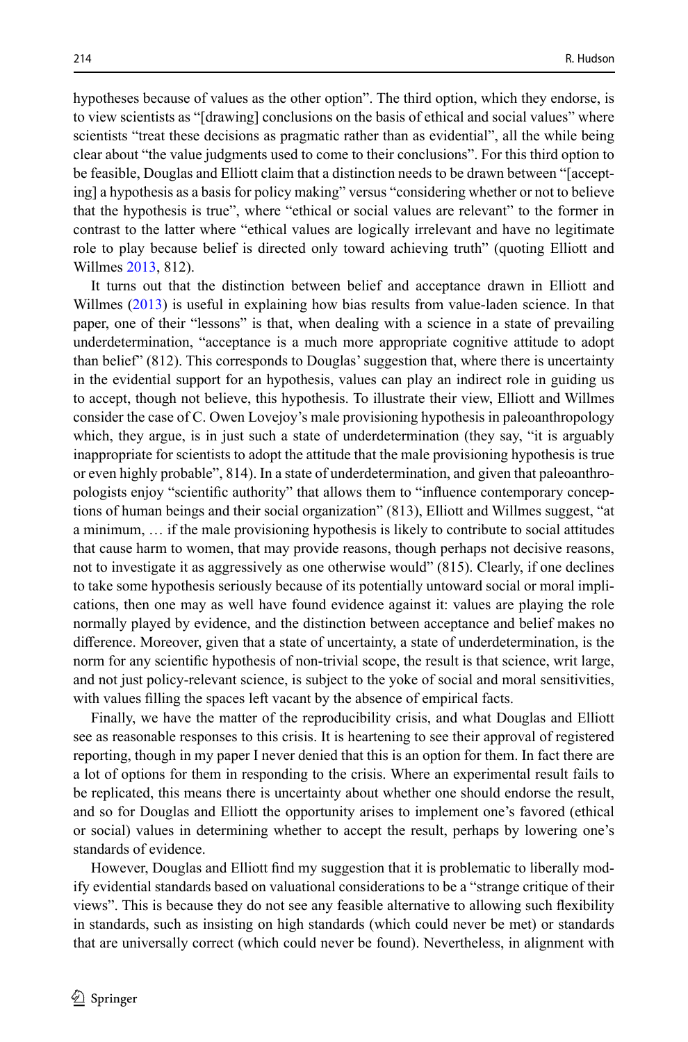hypotheses because of values as the other option". The third option, which they endorse, is to view scientists as "[drawing] conclusions on the basis of ethical and social values" where scientists "treat these decisions as pragmatic rather than as evidential", all the while being clear about "the value judgments used to come to their conclusions". For this third option to be feasible, Douglas and Elliott claim that a distinction needs to be drawn between "[accepting] a hypothesis as a basis for policy making" versus "considering whether or not to believe that the hypothesis is true", where "ethical or social values are relevant" to the former in contrast to the latter where "ethical values are logically irrelevant and have no legitimate role to play because belief is directed only toward achieving truth" (quoting Elliott and Willmes 2013, 812).

It turns out that the distinction between belief and acceptance drawn in Elliott and Willmes (2013) is useful in explaining how bias results from value-laden science. In that paper, one of their "lessons" is that, when dealing with a science in a state of prevailing underdetermination, "acceptance is a much more appropriate cognitive attitude to adopt than belief" (812). This corresponds to Douglas' suggestion that, where there is uncertainty in the evidential support for an hypothesis, values can play an indirect role in guiding us to accept, though not believe, this hypothesis. To illustrate their view, Elliott and Willmes consider the case of C. Owen Lovejoy's male provisioning hypothesis in paleoanthropology which, they argue, is in just such a state of underdetermination (they say, "it is arguably inappropriate for scientists to adopt the attitude that the male provisioning hypothesis is true or even highly probable", 814). In a state of underdetermination, and given that paleoanthropologists enjoy "scientific authority" that allows them to "influence contemporary conceptions of human beings and their social organization" (813), Elliott and Willmes suggest, "at a minimum, … if the male provisioning hypothesis is likely to contribute to social attitudes that cause harm to women, that may provide reasons, though perhaps not decisive reasons, not to investigate it as aggressively as one otherwise would" (815). Clearly, if one declines to take some hypothesis seriously because of its potentially untoward social or moral implications, then one may as well have found evidence against it: values are playing the role normally played by evidence, and the distinction between acceptance and belief makes no difference. Moreover, given that a state of uncertainty, a state of underdetermination, is the norm for any scientific hypothesis of non-trivial scope, the result is that science, writ large, and not just policy-relevant science, is subject to the yoke of social and moral sensitivities, with values filling the spaces left vacant by the absence of empirical facts.

Finally, we have the matter of the reproducibility crisis, and what Douglas and Elliott see as reasonable responses to this crisis. It is heartening to see their approval of registered reporting, though in my paper I never denied that this is an option for them. In fact there are a lot of options for them in responding to the crisis. Where an experimental result fails to be replicated, this means there is uncertainty about whether one should endorse the result, and so for Douglas and Elliott the opportunity arises to implement one's favored (ethical or social) values in determining whether to accept the result, perhaps by lowering one's standards of evidence.

However, Douglas and Elliott find my suggestion that it is problematic to liberally modify evidential standards based on valuational considerations to be a "strange critique of their views". This is because they do not see any feasible alternative to allowing such flexibility in standards, such as insisting on high standards (which could never be met) or standards that are universally correct (which could never be found). Nevertheless, in alignment with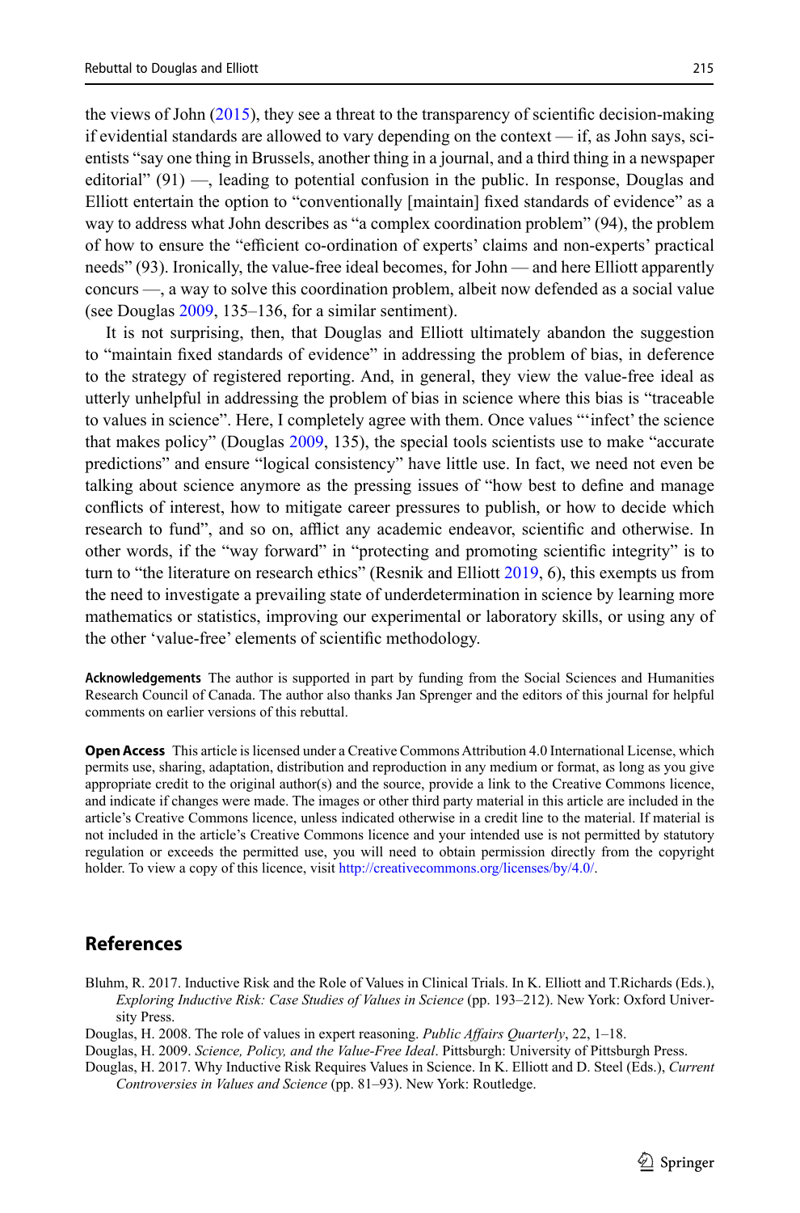the views of John (2015), they see a threat to the transparency of scientific decision-making if evidential standards are allowed to vary depending on the context — if, as John says, scientists "say one thing in Brussels, another thing in a journal, and a third thing in a newspaper editorial" (91) —, leading to potential confusion in the public. In response, Douglas and Elliott entertain the option to "conventionally [maintain] fixed standards of evidence" as a way to address what John describes as "a complex coordination problem" (94), the problem of how to ensure the "efficient co-ordination of experts' claims and non-experts' practical needs" (93). Ironically, the value-free ideal becomes, for John — and here Elliott apparently concurs —, a way to solve this coordination problem, albeit now defended as a social value (see Douglas 2009, 135–136, for a similar sentiment).

It is not surprising, then, that Douglas and Elliott ultimately abandon the suggestion to "maintain fixed standards of evidence" in addressing the problem of bias, in deference to the strategy of registered reporting. And, in general, they view the value-free ideal as utterly unhelpful in addressing the problem of bias in science where this bias is "traceable to values in science". Here, I completely agree with them. Once values "'infect' the science that makes policy" (Douglas 2009, 135), the special tools scientists use to make "accurate predictions" and ensure "logical consistency" have little use. In fact, we need not even be talking about science anymore as the pressing issues of "how best to define and manage conflicts of interest, how to mitigate career pressures to publish, or how to decide which research to fund", and so on, afflict any academic endeavor, scientific and otherwise. In other words, if the "way forward" in "protecting and promoting scientific integrity" is to turn to "the literature on research ethics" (Resnik and Elliott 2019, 6), this exempts us from the need to investigate a prevailing state of underdetermination in science by learning more mathematics or statistics, improving our experimental or laboratory skills, or using any of the other 'value-free' elements of scientific methodology.

**Acknowledgements** The author is supported in part by funding from the Social Sciences and Humanities Research Council of Canada. The author also thanks Jan Sprenger and the editors of this journal for helpful comments on earlier versions of this rebuttal.

**Open Access** This article is licensed under a Creative Commons Attribution 4.0 International License, which permits use, sharing, adaptation, distribution and reproduction in any medium or format, as long as you give appropriate credit to the original author(s) and the source, provide a link to the Creative Commons licence, and indicate if changes were made. The images or other third party material in this article are included in the article's Creative Commons licence, unless indicated otherwise in a credit line to the material. If material is not included in the article's Creative Commons licence and your intended use is not permitted by statutory regulation or exceeds the permitted use, you will need to obtain permission directly from the copyright holder. To view a copy of this licence, visit http://creativecommons.org/licenses/by/4.0/.

## References

Bluhm, R. 2017. Inductive Risk and the Role of Values in Clinical Trials. In K. Elliott and T.Richards (Eds.), *Exploring Inductive Risk: Case Studies of Values in Science* (pp. 193–212). New York: Oxford University Press.

Douglas, H. 2008. The role of values in expert reasoning. *Public Affairs Quarterly*, 22, 1–18.

Douglas, H. 2009. *Science, Policy, and the Value-Free Ideal*. Pittsburgh: University of Pittsburgh Press.

Douglas, H. 2017. Why Inductive Risk Requires Values in Science. In K. Elliott and D. Steel (Eds.), *Current Controversies in Values and Science* (pp. 81–93). New York: Routledge.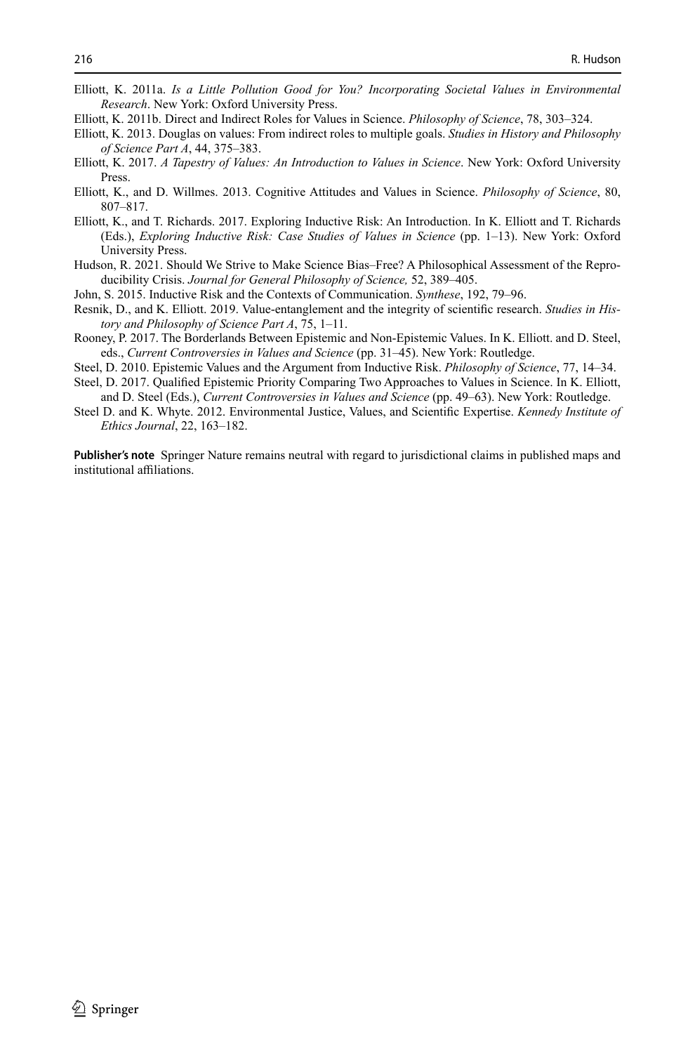Elliott, K. 2011a. *Is a Little Pollution Good for You? Incorporating Societal Values in Environmental Research*. New York: Oxford University Press.

Elliott, K. 2011b. Direct and Indirect Roles for Values in Science. *Philosophy of Science*, 78, 303–324.

Elliott, K. 2013. Douglas on values: From indirect roles to multiple goals. *Studies in History and Philosophy of Science Part A*, 44, 375–383.

Elliott, K. 2017. *A Tapestry of Values: An Introduction to Values in Science*. New York: Oxford University Press.

Elliott, K., and D. Willmes. 2013. Cognitive Attitudes and Values in Science. *Philosophy of Science*, 80, 807–817.

Elliott, K., and T. Richards. 2017. Exploring Inductive Risk: An Introduction. In K. Elliott and T. Richards (Eds.), *Exploring Inductive Risk: Case Studies of Values in Science* (pp. 1–13). New York: Oxford University Press.

Hudson, R. 2021. Should We Strive to Make Science Bias–Free? A Philosophical Assessment of the Reproducibility Crisis. *Journal for General Philosophy of Science,* 52, 389–405.

John, S. 2015. Inductive Risk and the Contexts of Communication. *Synthese*, 192, 79–96.

Resnik, D., and K. Elliott. 2019. Value-entanglement and the integrity of scientific research. *Studies in History and Philosophy of Science Part A*, 75, 1–11.

Rooney, P. 2017. The Borderlands Between Epistemic and Non-Epistemic Values. In K. Elliott. and D. Steel, eds., *Current Controversies in Values and Science* (pp. 31–45). New York: Routledge.

Steel, D. 2010. Epistemic Values and the Argument from Inductive Risk. *Philosophy of Science*, 77, 14–34.

Steel, D. 2017. Qualified Epistemic Priority Comparing Two Approaches to Values in Science. In K. Elliott, and D. Steel (Eds.), *Current Controversies in Values and Science* (pp. 49–63). New York: Routledge.

Steel D. and K. Whyte. 2012. Environmental Justice, Values, and Scientific Expertise. *Kennedy Institute of Ethics Journal*, 22, 163–182.

**Publisher's note** Springer Nature remains neutral with regard to jurisdictional claims in published maps and institutional affiliations.